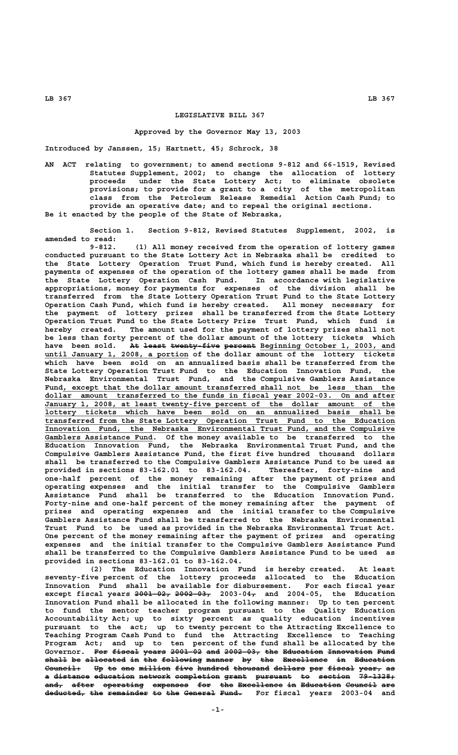# LEGISLATIVE BILL 367

**Approved by the Governor May 13, 2003**

**Introduced by Janssen, 15; Hartnett, 45; Schrock, 38**

AN ACT relating to government; to amend sections 9-812 and 66-1519, Revised Statutes Supplement, 2002; to change the allocation of lottery proceeds under the State Lottery Act; to eliminate obsolete provisions; to provide for a grant to a city of the metropolitan class from the Petroleum Release Remedial Action Cash Fund; to provide an operative date; and to repeal the original sections.

Be it enacted by the people of the State of Nebraska,

Section 1. Section 9-812, Revised Statutes Supplement, 2002, is amended to read:

9-812. (1) All money received from the operation of lottery games conducted pursuant to the State Lottery Act in Nebraska shall be credited to the State Lottery Operation Trust Fund, which fund is hereby created. All payments of expenses of the operation of the lottery games shall be made from the State Lottery Operation Cash Fund. In accordance with legislative appropriations, money for payments for expenses of the division shall be transferred from the State Lottery Operation Trust Fund to the State Lottery Operation Cash Fund, which fund is hereby created. All money necessary for the payment of lottery prizes shall be transferred from the State Lottery Operation Trust Fund to the State Lottery Prize Trust Fund, which fund is hereby created. The amount used for the payment of lottery prizes shall not be less than forty percent of the dollar amount of the lottery tickets which have been sold. ~~At least twenty-five percent~~ <u>Beginning October 1, 2003, and until January 1, 2008, a portion</u> of the dollar amount of the lottery tickets which have been sold on an annualized basis shall be transferred from the State Lottery Operation Trust Fund to the Education Innovation Fund, the Nebraska Environmental Trust Fund, and the Compulsive Gamblers Assistance Fund<u>, except that the dollar amount transferred shall not be less than the dollar amount transferred to the funds in fiscal year 2002-03. On and after January 1, 2008, at least twenty-five percent of the dollar amount of the lottery tickets which have been sold on an annualized basis shall be transferred from the State Lottery Operation Trust Fund to the Education Innovation Fund, the Nebraska Environmental Trust Fund, and the Compulsive Gamblers Assistance Fund</u>. Of the money available to be transferred to the Education Innovation Fund, the Nebraska Environmental Trust Fund, and the Compulsive Gamblers Assistance Fund, the first five hundred thousand dollars shall be transferred to the Compulsive Gamblers Assistance Fund to be used as provided in sections 83-162.01 to 83-162.04. Thereafter, forty-nine and one-half percent of the money remaining after the payment of prizes and operating expenses and the initial transfer to the Compulsive Gamblers Assistance Fund shall be transferred to the Education Innovation Fund. Forty-nine and one-half percent of the money remaining after the payment of prizes and operating expenses and the initial transfer to the Compulsive Gamblers Assistance Fund shall be transferred to the Nebraska Environmental Trust Fund to be used as provided in the Nebraska Environmental Trust Act. One percent of the money remaining after the payment of prizes and operating expenses and the initial transfer to the Compulsive Gamblers Assistance Fund shall be transferred to the Compulsive Gamblers Assistance Fund to be used as provided in sections 83-162.01 to 83-162.04.

(2) The Education Innovation Fund is hereby created. At least seventy-five percent of the lottery proceeds allocated to the Education Innovation Fund shall be available for disbursement. For each fiscal year except fiscal years ~~2001-02, 2002-03,~~ 2003-04~~,~~ and 2004-05, the Education Innovation Fund shall be allocated in the following manner: Up to ten percent to fund the mentor teacher program pursuant to the Quality Education Accountability Act; up to sixty percent as quality education incentives pursuant to the act; up to twenty percent to the Attracting Excellence to Teaching Program Cash Fund to fund the Attracting Excellence to Teaching Program Act; and up to ten percent of the fund shall be allocated by the Governor. ~~For fiscal years 2001-02 and 2002-03, the Education Innovation Fund shall be allocated in the following manner by the Excellence in Education Council: Up to one million five hundred thousand dollars per fiscal year, as a distance education network completion grant pursuant to section 79-1328; and, after operating expenses for the Excellence in Education Council are deducted, the remainder to the General Fund.~~ For fiscal years 2003-04 and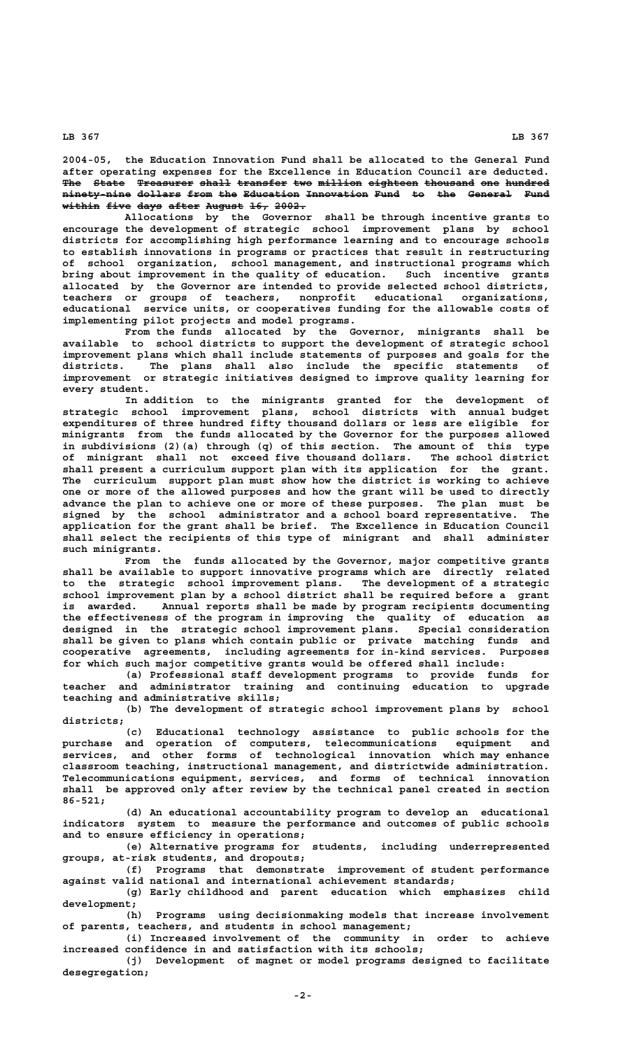2004-05, the Education Innovation Fund shall be allocated to the General Fund after operating expenses for the Excellence in Education Council are deducted. ~~The State Treasurer shall transfer two million eighteen thousand one hundred ninety-nine dollars from the Education Innovation Fund to the General Fund within five days after August 16, 2002.~~

Allocations by the Governor shall be through incentive grants to encourage the development of strategic school improvement plans by school districts for accomplishing high performance learning and to encourage schools to establish innovations in programs or practices that result in restructuring of school organization, school management, and instructional programs which bring about improvement in the quality of education. Such incentive grants allocated by the Governor are intended to provide selected school districts, teachers or groups of teachers, nonprofit educational organizations, educational service units, or cooperatives funding for the allowable costs of implementing pilot projects and model programs.

From the funds allocated by the Governor, minigrants shall be available to school districts to support the development of strategic school improvement plans which shall include statements of purposes and goals for the districts. The plans shall also include the specific statements of improvement or strategic initiatives designed to improve quality learning for every student.

In addition to the minigrants granted for the development of strategic school improvement plans, school districts with annual budget expenditures of three hundred fifty thousand dollars or less are eligible for minigrants from the funds allocated by the Governor for the purposes allowed in subdivisions (2)(a) through (q) of this section. The amount of this type of minigrant shall not exceed five thousand dollars. The school district shall present a curriculum support plan with its application for the grant. The curriculum support plan must show how the district is working to achieve one or more of the allowed purposes and how the grant will be used to directly advance the plan to achieve one or more of these purposes. The plan must be signed by the school administrator and a school board representative. The application for the grant shall be brief. The Excellence in Education Council shall select the recipients of this type of minigrant and shall administer such minigrants.

From the funds allocated by the Governor, major competitive grants shall be available to support innovative programs which are directly related to the strategic school improvement plans. The development of a strategic school improvement plan by a school district shall be required before a grant is awarded. Annual reports shall be made by program recipients documenting the effectiveness of the program in improving the quality of education as designed in the strategic school improvement plans. Special consideration shall be given to plans which contain public or private matching funds and cooperative agreements, including agreements for in-kind services. Purposes for which such major competitive grants would be offered shall include:

(a) Professional staff development programs to provide funds for teacher and administrator training and continuing education to upgrade teaching and administrative skills;

(b) The development of strategic school improvement plans by school districts;

(c) Educational technology assistance to public schools for the purchase and operation of computers, telecommunications equipment and services, and other forms of technological innovation which may enhance classroom teaching, instructional management, and districtwide administration. Telecommunications equipment, services, and forms of technical innovation shall be approved only after review by the technical panel created in section 86-521;

(d) An educational accountability program to develop an educational indicators system to measure the performance and outcomes of public schools and to ensure efficiency in operations;

(e) Alternative programs for students, including underrepresented groups, at-risk students, and dropouts;

(f) Programs that demonstrate improvement of student performance against valid national and international achievement standards;

(g) Early childhood and parent education which emphasizes child development;

(h) Programs using decisionmaking models that increase involvement of parents, teachers, and students in school management;

(i) Increased involvement of the community in order to achieve increased confidence in and satisfaction with its schools;

(j) Development of magnet or model programs designed to facilitate desegregation;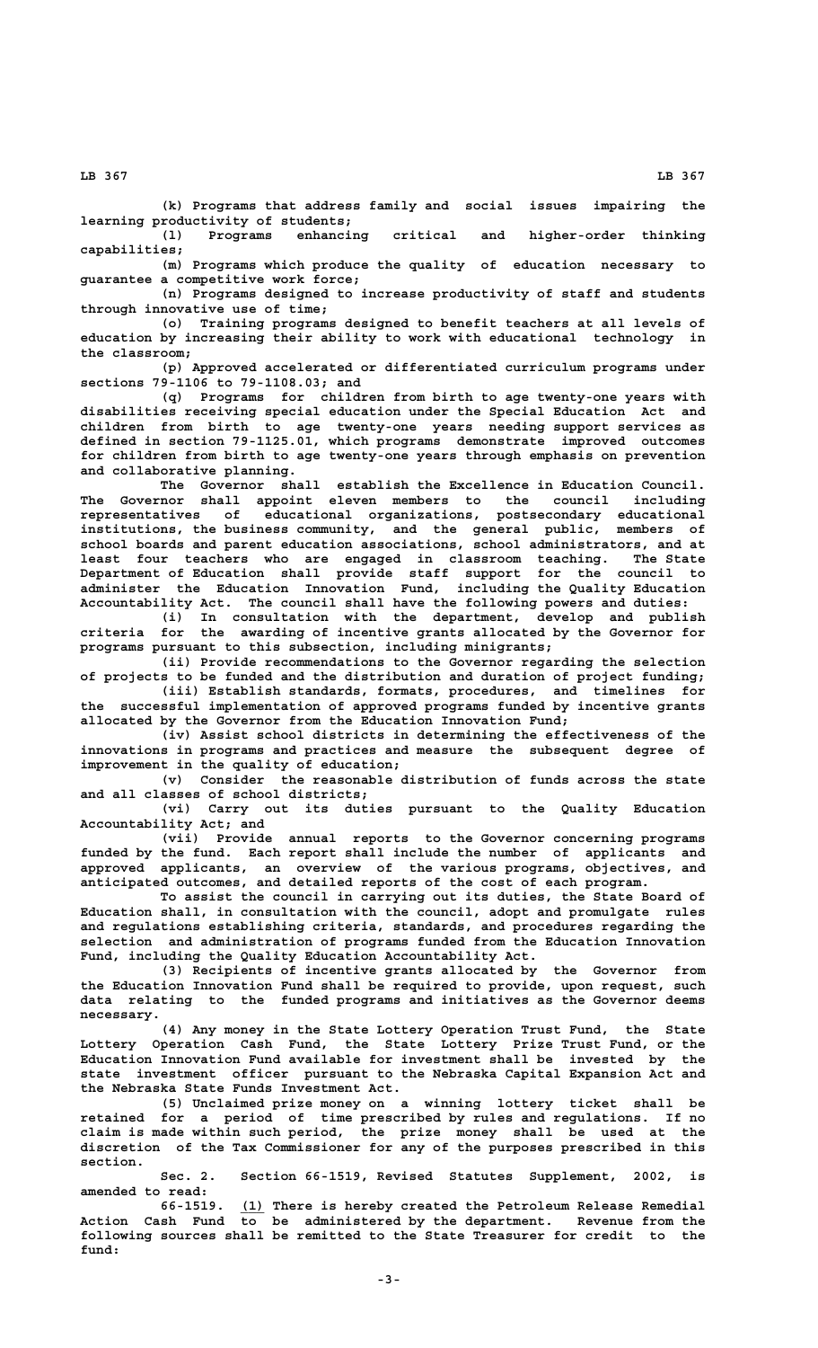(k) Programs that address family and social issues impairing the learning productivity of students;

(l) Programs enhancing critical and higher-order thinking capabilities;

(m) Programs which produce the quality of education necessary to guarantee a competitive work force;

(n) Programs designed to increase productivity of staff and students through innovative use of time;

(o) Training programs designed to benefit teachers at all levels of education by increasing their ability to work with educational technology in the classroom;

(p) Approved accelerated or differentiated curriculum programs under sections 79-1106 to 79-1108.03; and

(q) Programs for children from birth to age twenty-one years with disabilities receiving special education under the Special Education Act and children from birth to age twenty-one years needing support services as defined in section 79-1125.01, which programs demonstrate improved outcomes for children from birth to age twenty-one years through emphasis on prevention and collaborative planning.

The Governor shall establish the Excellence in Education Council. The Governor shall appoint eleven members to the council including representatives of educational organizations, postsecondary educational institutions, the business community, and the general public, members of school boards and parent education associations, school administrators, and at least four teachers who are engaged in classroom teaching. The State Department of Education shall provide staff support for the council to administer the Education Innovation Fund, including the Quality Education Accountability Act. The council shall have the following powers and duties:

(i) In consultation with the department, develop and publish criteria for the awarding of incentive grants allocated by the Governor for programs pursuant to this subsection, including minigrants;

(ii) Provide recommendations to the Governor regarding the selection of projects to be funded and the distribution and duration of project funding;

(iii) Establish standards, formats, procedures, and timelines for the successful implementation of approved programs funded by incentive grants allocated by the Governor from the Education Innovation Fund;

(iv) Assist school districts in determining the effectiveness of the innovations in programs and practices and measure the subsequent degree of improvement in the quality of education;

(v) Consider the reasonable distribution of funds across the state and all classes of school districts;

(vi) Carry out its duties pursuant to the Quality Education Accountability Act; and

(vii) Provide annual reports to the Governor concerning programs funded by the fund. Each report shall include the number of applicants and approved applicants, an overview of the various programs, objectives, and anticipated outcomes, and detailed reports of the cost of each program.

To assist the council in carrying out its duties, the State Board of Education shall, in consultation with the council, adopt and promulgate rules and regulations establishing criteria, standards, and procedures regarding the selection and administration of programs funded from the Education Innovation Fund, including the Quality Education Accountability Act.

(3) Recipients of incentive grants allocated by the Governor from the Education Innovation Fund shall be required to provide, upon request, such data relating to the funded programs and initiatives as the Governor deems necessary.

(4) Any money in the State Lottery Operation Trust Fund, the State Lottery Operation Cash Fund, the State Lottery Prize Trust Fund, or the Education Innovation Fund available for investment shall be invested by the state investment officer pursuant to the Nebraska Capital Expansion Act and the Nebraska State Funds Investment Act.

(5) Unclaimed prize money on a winning lottery ticket shall be retained for a period of time prescribed by rules and regulations. If no claim is made within such period, the prize money shall be used at the discretion of the Tax Commissioner for any of the purposes prescribed in this section.

Sec. 2. Section 66-1519, Revised Statutes Supplement, 2002, is amended to read:

66-1519. (1) There is hereby created the Petroleum Release Remedial Action Cash Fund to be administered by the department. Revenue from the following sources shall be remitted to the State Treasurer for credit to the fund: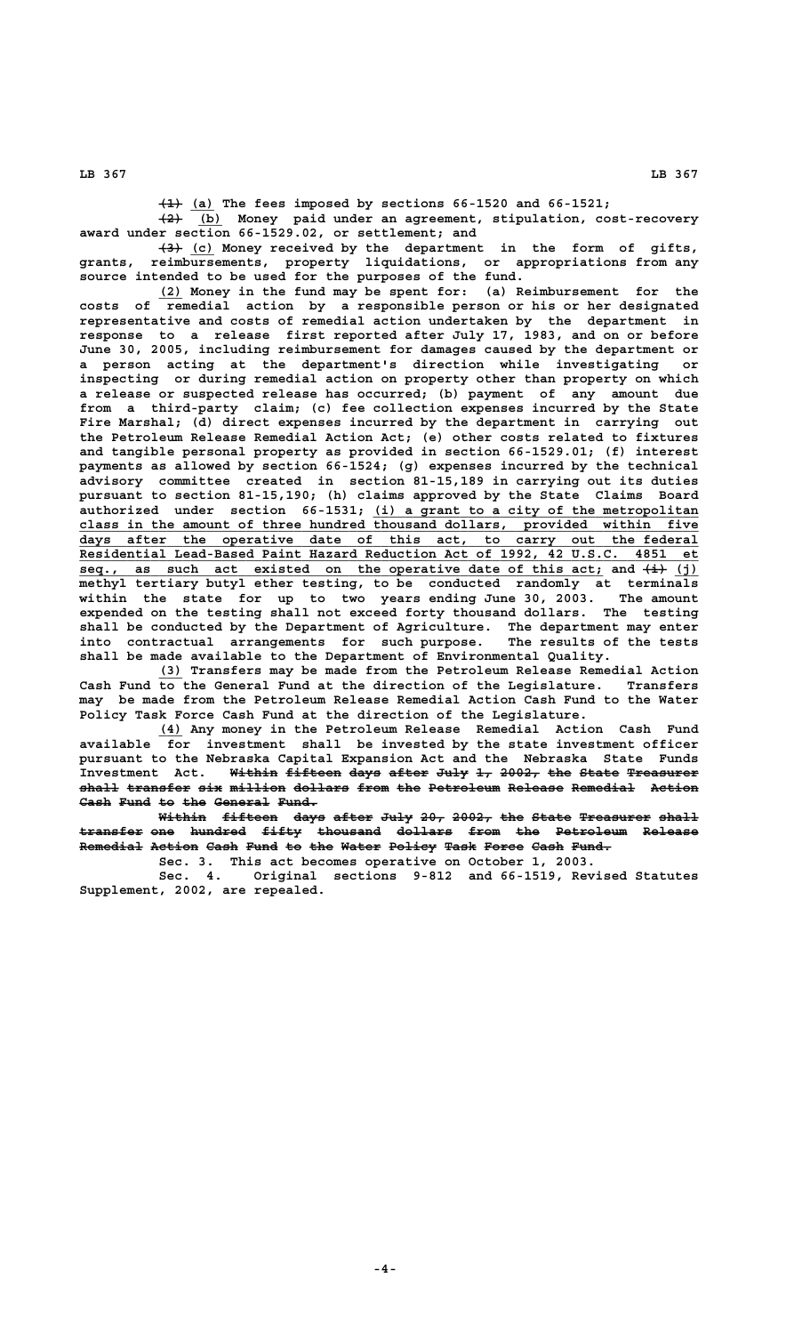~~(1)~~ (a) The fees imposed by sections 66-1520 and 66-1521;

~~(2)~~ (b) Money paid under an agreement, stipulation, cost-recovery award under section 66-1529.02, or settlement; and

~~(3)~~ (c) Money received by the department in the form of gifts, grants, reimbursements, property liquidations, or appropriations from any source intended to be used for the purposes of the fund.

(2) Money in the fund may be spent for: (a) Reimbursement for the costs of remedial action by a responsible person or his or her designated representative and costs of remedial action undertaken by the department in response to a release first reported after July 17, 1983, and on or before June 30, 2005, including reimbursement for damages caused by the department or a person acting at the department's direction while investigating or inspecting or during remedial action on property other than property on which a release or suspected release has occurred; (b) payment of any amount due from a third-party claim; (c) fee collection expenses incurred by the State Fire Marshal; (d) direct expenses incurred by the department in carrying out the Petroleum Release Remedial Action Act; (e) other costs related to fixtures and tangible personal property as provided in section 66-1529.01; (f) interest payments as allowed by section 66-1524; (g) expenses incurred by the technical advisory committee created in section 81-15,189 in carrying out its duties pursuant to section 81-15,190; (h) claims approved by the State Claims Board authorized under section 66-1531; (i) a grant to a city of the metropolitan class in the amount of three hundred thousand dollars, provided within five days after the operative date of this act, to carry out the federal Residential Lead-Based Paint Hazard Reduction Act of 1992, 42 U.S.C. 4851 et seq., as such act existed on the operative date of this act; and ~~(i)~~ (j) methyl tertiary butyl ether testing, to be conducted randomly at terminals within the state for up to two years ending June 30, 2003. The amount expended on the testing shall not exceed forty thousand dollars. The testing shall be conducted by the Department of Agriculture. The department may enter into contractual arrangements for such purpose. The results of the tests shall be made available to the Department of Environmental Quality.

(3) Transfers may be made from the Petroleum Release Remedial Action Cash Fund to the General Fund at the direction of the Legislature. Transfers may be made from the Petroleum Release Remedial Action Cash Fund to the Water Policy Task Force Cash Fund at the direction of the Legislature.

(4) Any money in the Petroleum Release Remedial Action Cash Fund available for investment shall be invested by the state investment officer pursuant to the Nebraska Capital Expansion Act and the Nebraska State Funds Investment Act. ~~Within fifteen days after July 1, 2002, the State Treasurer shall transfer six million dollars from the Petroleum Release Remedial Action Cash Fund to the General Fund.~~

~~Within fifteen days after July 20, 2002, the State Treasurer shall transfer one hundred fifty thousand dollars from the Petroleum Release Remedial Action Cash Fund to the Water Policy Task Force Cash Fund.~~

Sec. 3. This act becomes operative on October 1, 2003.

Sec. 4. Original sections 9-812 and 66-1519, Revised Statutes Supplement, 2002, are repealed.